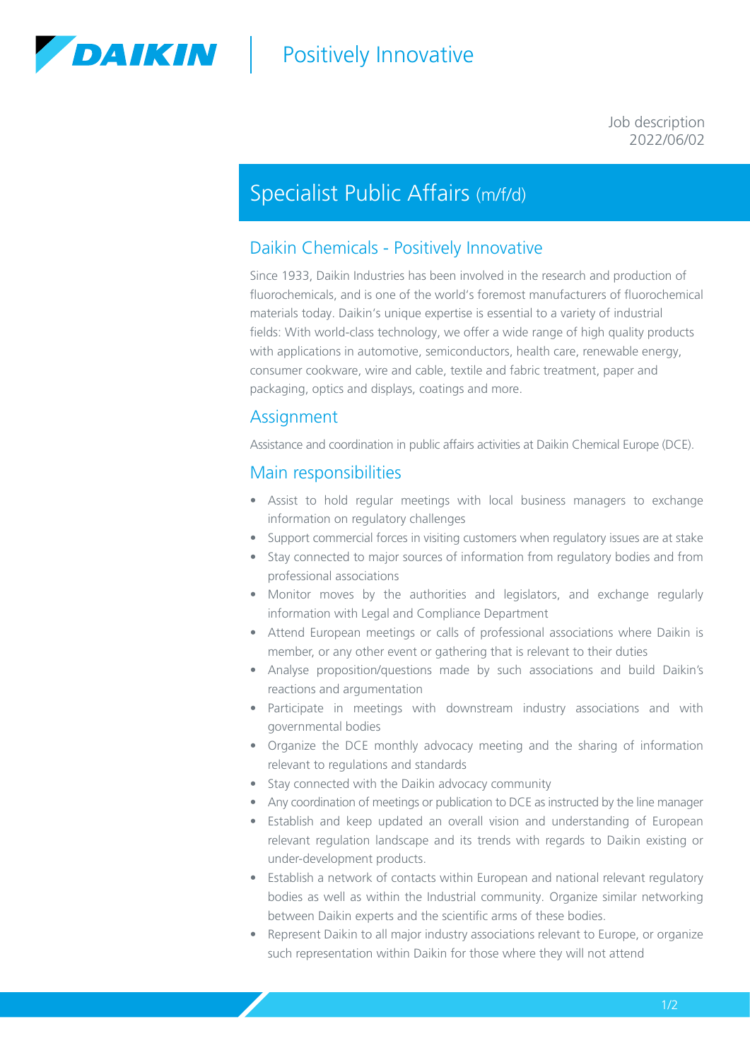DAIKIN | Positively Innovative

Job description
2022/06/02

# Specialist Public Affairs (m/f/d)

## Daikin Chemicals - Positively Innovative

Since 1933, Daikin Industries has been involved in the research and production of fluorochemicals, and is one of the world's foremost manufacturers of fluorochemical materials today. Daikin's unique expertise is essential to a variety of industrial fields: With world-class technology, we offer a wide range of high quality products with applications in automotive, semiconductors, health care, renewable energy, consumer cookware, wire and cable, textile and fabric treatment, paper and packaging, optics and displays, coatings and more.

## Assignment

Assistance and coordination in public affairs activities at Daikin Chemical Europe (DCE).

## Main responsibilities

- Assist to hold regular meetings with local business managers to exchange information on regulatory challenges
- Support commercial forces in visiting customers when regulatory issues are at stake
- Stay connected to major sources of information from regulatory bodies and from professional associations
- Monitor moves by the authorities and legislators, and exchange regularly information with Legal and Compliance Department
- Attend European meetings or calls of professional associations where Daikin is member, or any other event or gathering that is relevant to their duties
- Analyse proposition/questions made by such associations and build Daikin's reactions and argumentation
- Participate in meetings with downstream industry associations and with governmental bodies
- Organize the DCE monthly advocacy meeting and the sharing of information relevant to regulations and standards
- Stay connected with the Daikin advocacy community
- Any coordination of meetings or publication to DCE as instructed by the line manager
- Establish and keep updated an overall vision and understanding of European relevant regulation landscape and its trends with regards to Daikin existing or under-development products.
- Establish a network of contacts within European and national relevant regulatory bodies as well as within the Industrial community. Organize similar networking between Daikin experts and the scientific arms of these bodies.
- Represent Daikin to all major industry associations relevant to Europe, or organize such representation within Daikin for those where they will not attend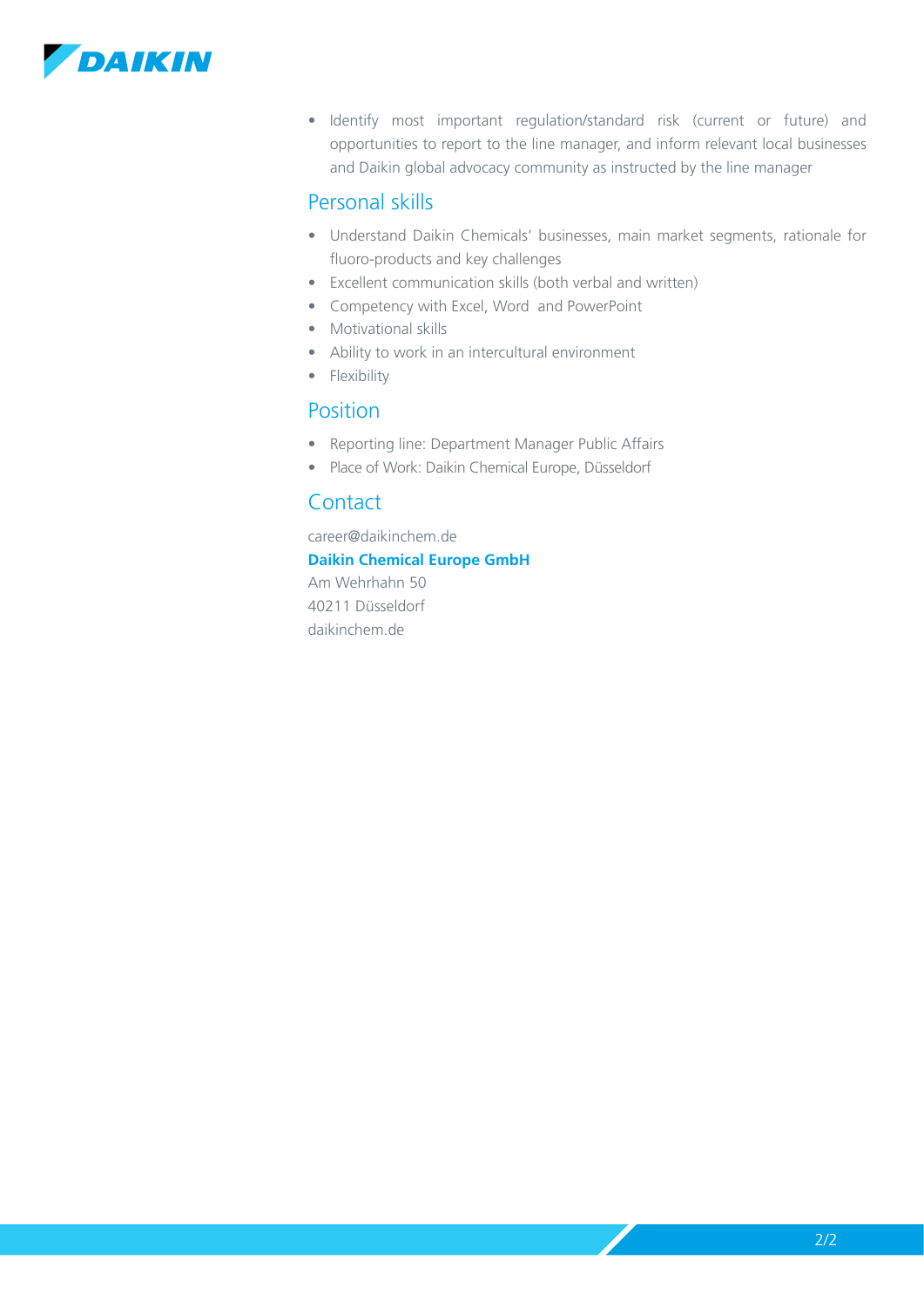- Identify most important regulation/standard risk (current or future) and opportunities to report to the line manager, and inform relevant local businesses and Daikin global advocacy community as instructed by the line manager

## Personal skills

- Understand Daikin Chemicals' businesses, main market segments, rationale for fluoro-products and key challenges
- Excellent communication skills (both verbal and written)
- Competency with Excel, Word and PowerPoint
- Motivational skills
- Ability to work in an intercultural environment
- Flexibility

## Position

- Reporting line: Department Manager Public Affairs
- Place of Work: Daikin Chemical Europe, Düsseldorf

## Contact

career@daikinchem.de

**Daikin Chemical Europe GmbH**
Am Wehrhahn 50
40211 Düsseldorf
daikinchem.de